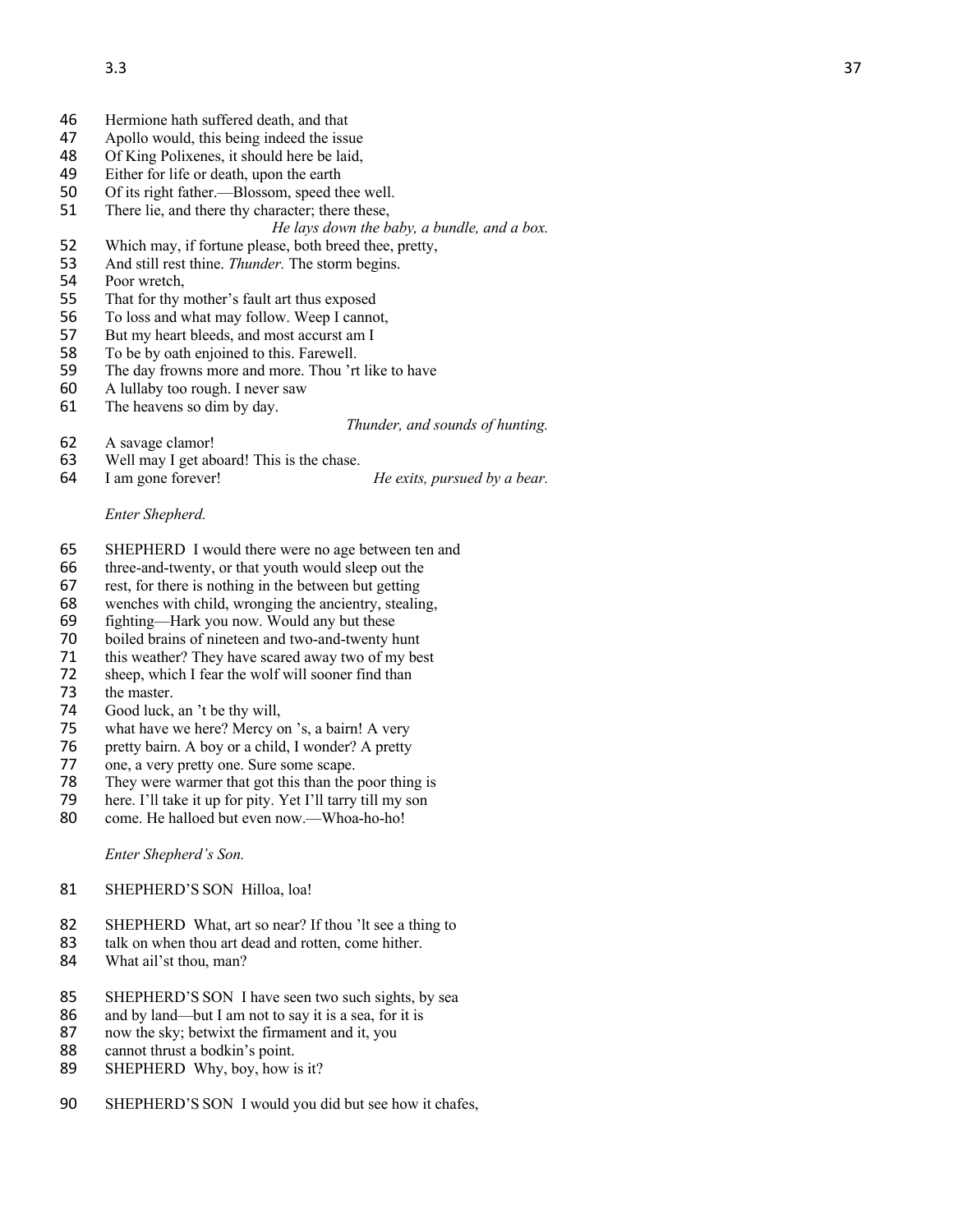46 Hermione hath suffered death, and that
47 Apollo would, this being indeed the issue
48 Of King Polixenes, it should here be laid,
49 Either for life or death, upon the earth
50 Of its right father.—Blossom, speed thee well.
51 There lie, and there thy character; there these,

*He lays down the baby, a bundle, and a box.*

52 Which may, if fortune please, both breed thee, pretty,
53 And still rest thine. *Thunder.* The storm begins.
54 Poor wretch,
55 That for thy mother's fault art thus exposed
56 To loss and what may follow. Weep I cannot,
57 But my heart bleeds, and most accurst am I
58 To be by oath enjoined to this. Farewell.
59 The day frowns more and more. Thou 'rt like to have
60 A lullaby too rough. I never saw
61 The heavens so dim by day.

*Thunder, and sounds of hunting.*

62 A savage clamor!
63 Well may I get aboard! This is the chase.
64 I am gone forever! *He exits, pursued by a bear.*

*Enter Shepherd.*

65 SHEPHERD I would there were no age between ten and
66 three-and-twenty, or that youth would sleep out the
67 rest, for there is nothing in the between but getting
68 wenches with child, wronging the ancientry, stealing,
69 fighting—Hark you now. Would any but these
70 boiled brains of nineteen and two-and-twenty hunt
71 this weather? They have scared away two of my best
72 sheep, which I fear the wolf will sooner find than
73 the master.
74 Good luck, an 't be thy will,
75 what have we here? Mercy on 's, a bairn! A very
76 pretty bairn. A boy or a child, I wonder? A pretty
77 one, a very pretty one. Sure some scape.
78 They were warmer that got this than the poor thing is
79 here. I'll take it up for pity. Yet I'll tarry till my son
80 come. He halloed but even now.—Whoa-ho-ho!

*Enter Shepherd's Son.*

81 SHEPHERD'S SON Hilloa, loa!

82 SHEPHERD What, art so near? If thou 'lt see a thing to
83 talk on when thou art dead and rotten, come hither.
84 What ail'st thou, man?

85 SHEPHERD'S SON I have seen two such sights, by sea
86 and by land—but I am not to say it is a sea, for it is
87 now the sky; betwixt the firmament and it, you
88 cannot thrust a bodkin's point.
89 SHEPHERD Why, boy, how is it?

90 SHEPHERD'S SON I would you did but see how it chafes,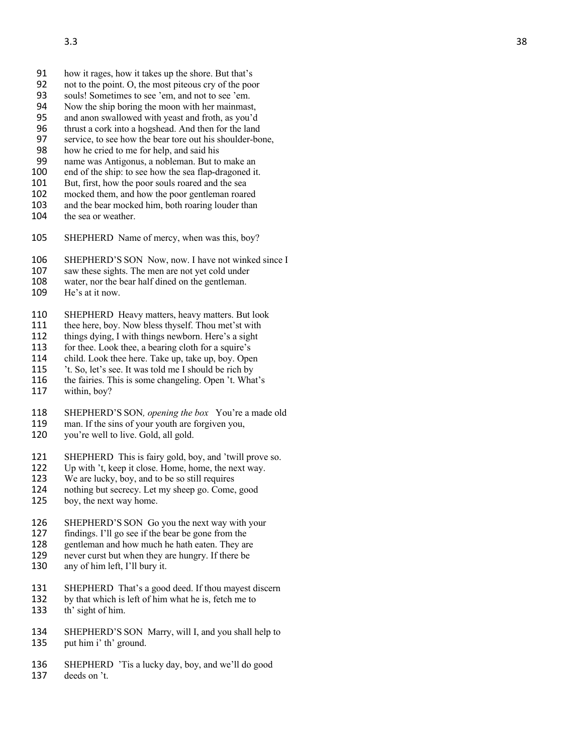how it rages, how it takes up the shore. But that's
not to the point. O, the most piteous cry of the poor
souls! Sometimes to see 'em, and not to see 'em.
Now the ship boring the moon with her mainmast,
and anon swallowed with yeast and froth, as you'd
thrust a cork into a hogshead. And then for the land
service, to see how the bear tore out his shoulder-bone,
how he cried to me for help, and said his
name was Antigonus, a nobleman. But to make an
end of the ship: to see how the sea flap-dragoned it.
But, first, how the poor souls roared and the sea
mocked them, and how the poor gentleman roared
and the bear mocked him, both roaring louder than
the sea or weather.

SHEPHERD Name of mercy, when was this, boy?

SHEPHERD'S SON Now, now. I have not winked since I
saw these sights. The men are not yet cold under
water, nor the bear half dined on the gentleman.
He's at it now.

SHEPHERD Heavy matters, heavy matters. But look
thee here, boy. Now bless thyself. Thou met'st with
things dying, I with things newborn. Here's a sight
for thee. Look thee, a bearing cloth for a squire's
child. Look thee here. Take up, take up, boy. Open
't. So, let's see. It was told me I should be rich by
the fairies. This is some changeling. Open 't. What's
within, boy?

SHEPHERD'S SON*, opening the box* You're a made old
man. If the sins of your youth are forgiven you,
you're well to live. Gold, all gold.

SHEPHERD This is fairy gold, boy, and 'twill prove so.
Up with 't, keep it close. Home, home, the next way.
We are lucky, boy, and to be so still requires
nothing but secrecy. Let my sheep go. Come, good
boy, the next way home.

SHEPHERD'S SON Go you the next way with your
findings. I'll go see if the bear be gone from the
gentleman and how much he hath eaten. They are
never curst but when they are hungry. If there be
any of him left, I'll bury it.

SHEPHERD That's a good deed. If thou mayest discern
by that which is left of him what he is, fetch me to
th' sight of him.

SHEPHERD'S SON Marry, will I, and you shall help to
put him i' th' ground.

SHEPHERD 'Tis a lucky day, boy, and we'll do good
deeds on 't.